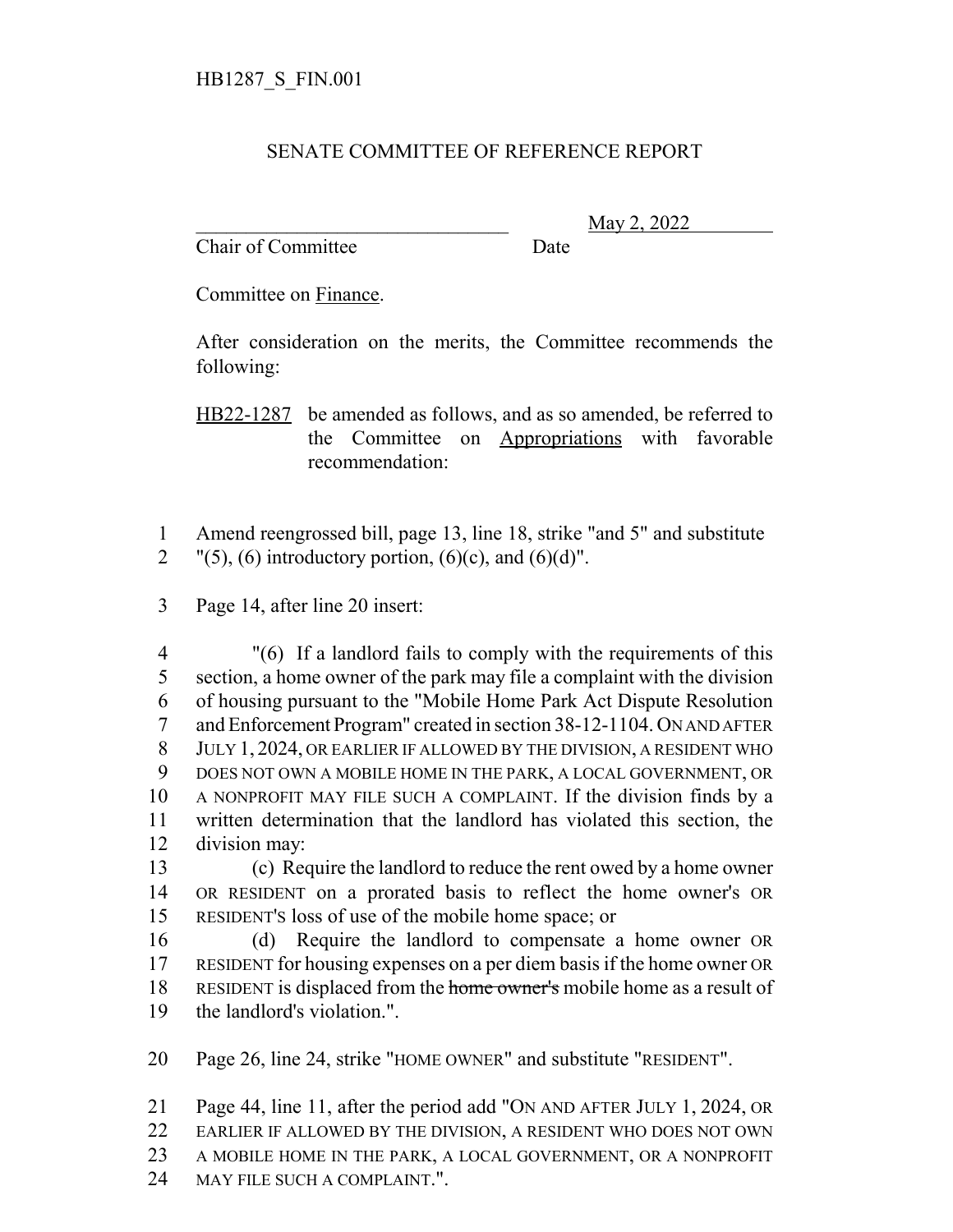HB1287_S_FIN.001

SENATE COMMITTEE OF REFERENCE REPORT

\_\_\_\_\_\_\_\_\_\_\_\_\_\_\_\_\_\_\_\_\_\_\_\_\_\_\_\_\_\_\_\_ May 2, 2022
Chair of Committee Date

Committee on Finance.

After consideration on the merits, the Committee recommends the following:

HB22-1287 be amended as follows, and as so amended, be referred to the Committee on Appropriations with favorable recommendation:

1 Amend reengrossed bill, page 13, line 18, strike "and 5" and substitute
2 "(5), (6) introductory portion, (6)(c), and (6)(d)".

3 Page 14, after line 20 insert:

4 "(6) If a landlord fails to comply with the requirements of this
5 section, a home owner of the park may file a complaint with the division
6 of housing pursuant to the "Mobile Home Park Act Dispute Resolution
7 and Enforcement Program" created in section 38-12-1104. ON AND AFTER
8 JULY 1, 2024, OR EARLIER IF ALLOWED BY THE DIVISION, A RESIDENT WHO
9 DOES NOT OWN A MOBILE HOME IN THE PARK, A LOCAL GOVERNMENT, OR
10 A NONPROFIT MAY FILE SUCH A COMPLAINT. If the division finds by a
11 written determination that the landlord has violated this section, the
12 division may:

13 (c) Require the landlord to reduce the rent owed by a home owner
14 OR RESIDENT on a prorated basis to reflect the home owner's OR
15 RESIDENT'S loss of use of the mobile home space; or

16 (d) Require the landlord to compensate a home owner OR
17 RESIDENT for housing expenses on a per diem basis if the home owner OR
18 RESIDENT is displaced from the ~~home owner's~~ mobile home as a result of
19 the landlord's violation.".

20 Page 26, line 24, strike "HOME OWNER" and substitute "RESIDENT".

21 Page 44, line 11, after the period add "ON AND AFTER JULY 1, 2024, OR
22 EARLIER IF ALLOWED BY THE DIVISION, A RESIDENT WHO DOES NOT OWN
23 A MOBILE HOME IN THE PARK, A LOCAL GOVERNMENT, OR A NONPROFIT
24 MAY FILE SUCH A COMPLAINT.".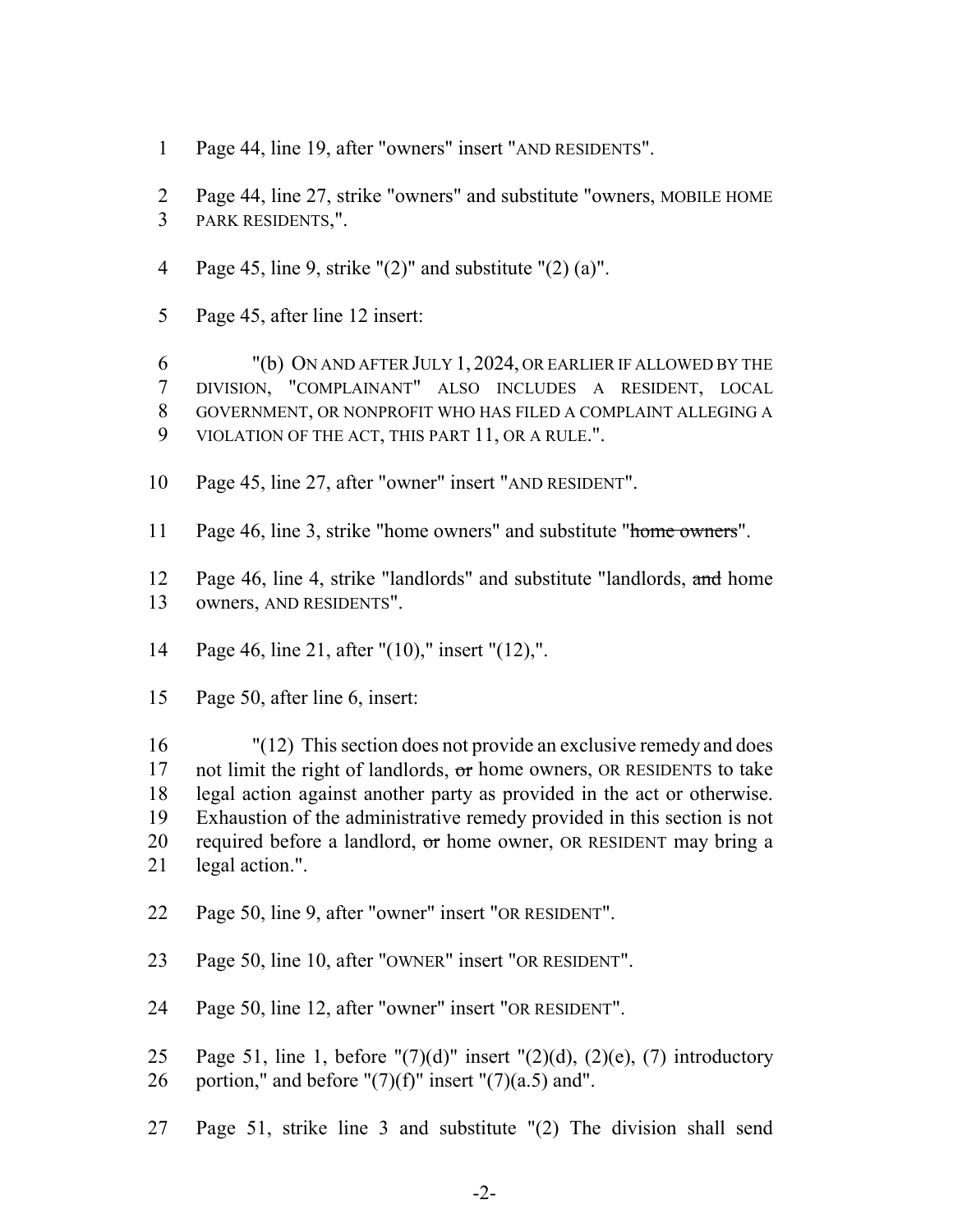Page 44, line 19, after "owners" insert "AND RESIDENTS".

Page 44, line 27, strike "owners" and substitute "owners, MOBILE HOME PARK RESIDENTS,".

Page 45, line 9, strike "(2)" and substitute "(2) (a)".

Page 45, after line 12 insert:

"(b) ON AND AFTER JULY 1, 2024, OR EARLIER IF ALLOWED BY THE DIVISION, "COMPLAINANT" ALSO INCLUDES A RESIDENT, LOCAL GOVERNMENT, OR NONPROFIT WHO HAS FILED A COMPLAINT ALLEGING A VIOLATION OF THE ACT, THIS PART 11, OR A RULE.".

Page 45, line 27, after "owner" insert "AND RESIDENT".

Page 46, line 3, strike "home owners" and substitute "~~home owners~~".

Page 46, line 4, strike "landlords" and substitute "landlords, ~~and~~ home owners, AND RESIDENTS".

Page 46, line 21, after "(10)," insert "(12),".

Page 50, after line 6, insert:

"(12) This section does not provide an exclusive remedy and does not limit the right of landlords, ~~or~~ home owners, OR RESIDENTS to take legal action against another party as provided in the act or otherwise. Exhaustion of the administrative remedy provided in this section is not required before a landlord, ~~or~~ home owner, OR RESIDENT may bring a legal action.".

Page 50, line 9, after "owner" insert "OR RESIDENT".

Page 50, line 10, after "OWNER" insert "OR RESIDENT".

Page 50, line 12, after "owner" insert "OR RESIDENT".

Page 51, line 1, before "(7)(d)" insert "(2)(d), (2)(e), (7) introductory portion," and before "(7)(f)" insert "(7)(a.5) and".

Page 51, strike line 3 and substitute "(2) The division shall send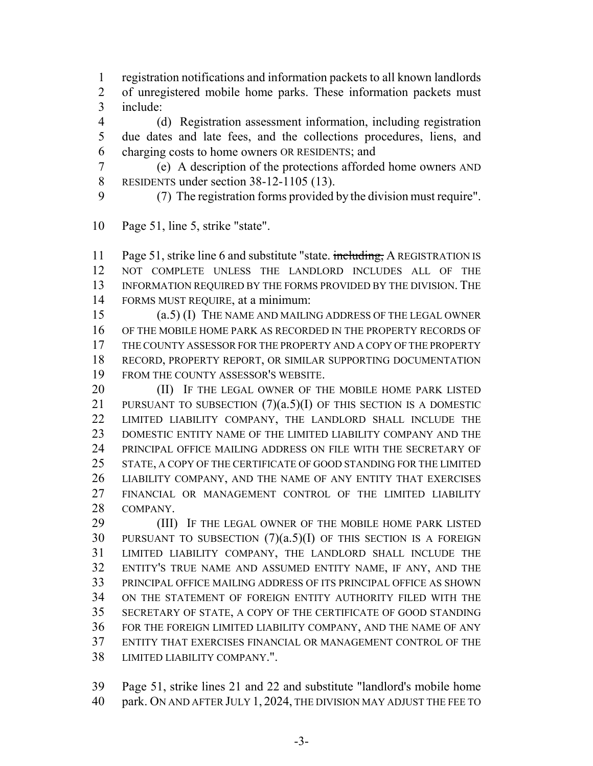registration notifications and information packets to all known landlords of unregistered mobile home parks. These information packets must include:

(d) Registration assessment information, including registration due dates and late fees, and the collections procedures, liens, and charging costs to home owners OR RESIDENTS; and

(e) A description of the protections afforded home owners AND RESIDENTS under section 38-12-1105 (13).

(7) The registration forms provided by the division must require".

Page 51, line 5, strike "state".

Page 51, strike line 6 and substitute "state. ~~including,~~ A REGISTRATION IS NOT COMPLETE UNLESS THE LANDLORD INCLUDES ALL OF THE INFORMATION REQUIRED BY THE FORMS PROVIDED BY THE DIVISION. THE FORMS MUST REQUIRE, at a minimum:

(a.5) (I) THE NAME AND MAILING ADDRESS OF THE LEGAL OWNER OF THE MOBILE HOME PARK AS RECORDED IN THE PROPERTY RECORDS OF THE COUNTY ASSESSOR FOR THE PROPERTY AND A COPY OF THE PROPERTY RECORD, PROPERTY REPORT, OR SIMILAR SUPPORTING DOCUMENTATION FROM THE COUNTY ASSESSOR'S WEBSITE.

(II) IF THE LEGAL OWNER OF THE MOBILE HOME PARK LISTED PURSUANT TO SUBSECTION (7)(a.5)(I) OF THIS SECTION IS A DOMESTIC LIMITED LIABILITY COMPANY, THE LANDLORD SHALL INCLUDE THE DOMESTIC ENTITY NAME OF THE LIMITED LIABILITY COMPANY AND THE PRINCIPAL OFFICE MAILING ADDRESS ON FILE WITH THE SECRETARY OF STATE, A COPY OF THE CERTIFICATE OF GOOD STANDING FOR THE LIMITED LIABILITY COMPANY, AND THE NAME OF ANY ENTITY THAT EXERCISES FINANCIAL OR MANAGEMENT CONTROL OF THE LIMITED LIABILITY COMPANY.

(III) IF THE LEGAL OWNER OF THE MOBILE HOME PARK LISTED PURSUANT TO SUBSECTION (7)(a.5)(I) OF THIS SECTION IS A FOREIGN LIMITED LIABILITY COMPANY, THE LANDLORD SHALL INCLUDE THE ENTITY'S TRUE NAME AND ASSUMED ENTITY NAME, IF ANY, AND THE PRINCIPAL OFFICE MAILING ADDRESS OF ITS PRINCIPAL OFFICE AS SHOWN ON THE STATEMENT OF FOREIGN ENTITY AUTHORITY FILED WITH THE SECRETARY OF STATE, A COPY OF THE CERTIFICATE OF GOOD STANDING FOR THE FOREIGN LIMITED LIABILITY COMPANY, AND THE NAME OF ANY ENTITY THAT EXERCISES FINANCIAL OR MANAGEMENT CONTROL OF THE LIMITED LIABILITY COMPANY.".

Page 51, strike lines 21 and 22 and substitute "landlord's mobile home park. ON AND AFTER JULY 1, 2024, THE DIVISION MAY ADJUST THE FEE TO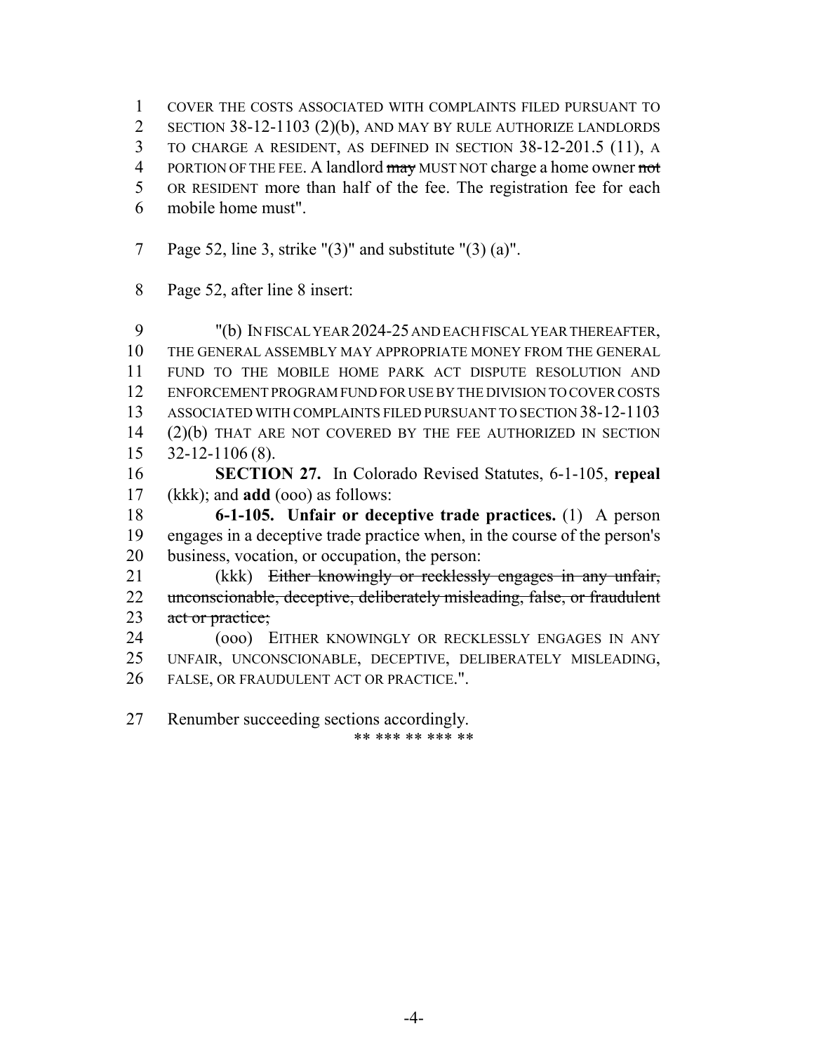1 COVER THE COSTS ASSOCIATED WITH COMPLAINTS FILED PURSUANT TO
2 SECTION 38-12-1103 (2)(b), AND MAY BY RULE AUTHORIZE LANDLORDS
3 TO CHARGE A RESIDENT, AS DEFINED IN SECTION 38-12-201.5 (11), A
4 PORTION OF THE FEE. A landlord ~~may~~ MUST NOT charge a home owner ~~not~~
5 OR RESIDENT more than half of the fee. The registration fee for each
6 mobile home must".

7 Page 52, line 3, strike "(3)" and substitute "(3) (a)".

8 Page 52, after line 8 insert:

9 "(b) IN FISCAL YEAR 2024-25 AND EACH FISCAL YEAR THEREAFTER,
10 THE GENERAL ASSEMBLY MAY APPROPRIATE MONEY FROM THE GENERAL
11 FUND TO THE MOBILE HOME PARK ACT DISPUTE RESOLUTION AND
12 ENFORCEMENT PROGRAM FUND FOR USE BY THE DIVISION TO COVER COSTS
13 ASSOCIATED WITH COMPLAINTS FILED PURSUANT TO SECTION 38-12-1103
14 (2)(b) THAT ARE NOT COVERED BY THE FEE AUTHORIZED IN SECTION
15 32-12-1106 (8).

16 **SECTION 27.** In Colorado Revised Statutes, 6-1-105, **repeal**
17 (kkk); and **add** (ooo) as follows:

18 **6-1-105. Unfair or deceptive trade practices.** (1) A person
19 engages in a deceptive trade practice when, in the course of the person's
20 business, vocation, or occupation, the person:

21 (kkk) ~~Either knowingly or recklessly engages in any unfair,~~
22 ~~unconscionable, deceptive, deliberately misleading, false, or fraudulent~~
23 ~~act or practice;~~

24 (ooo) EITHER KNOWINGLY OR RECKLESSLY ENGAGES IN ANY
25 UNFAIR, UNCONSCIONABLE, DECEPTIVE, DELIBERATELY MISLEADING,
26 FALSE, OR FRAUDULENT ACT OR PRACTICE.".

27 Renumber succeeding sections accordingly.

** *** ** *** **